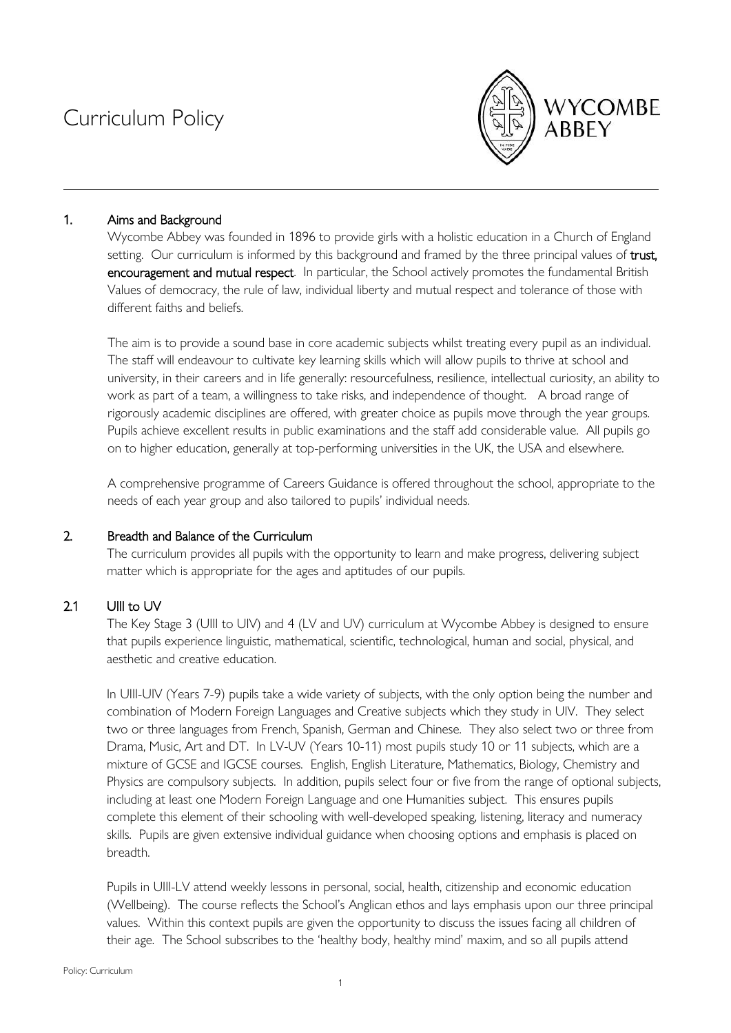# Curriculum Policy

WYCOMBE ABBEY

## 1. Aims and Background

Wycombe Abbey was founded in 1896 to provide girls with a holistic education in a Church of England setting. Our curriculum is informed by this background and framed by the three principal values of **trust, encouragement and mutual respect**. In particular, the School actively promotes the fundamental British Values of democracy, the rule of law, individual liberty and mutual respect and tolerance of those with different faiths and beliefs.

The aim is to provide a sound base in core academic subjects whilst treating every pupil as an individual. The staff will endeavour to cultivate key learning skills which will allow pupils to thrive at school and university, in their careers and in life generally: resourcefulness, resilience, intellectual curiosity, an ability to work as part of a team, a willingness to take risks, and independence of thought. A broad range of rigorously academic disciplines are offered, with greater choice as pupils move through the year groups. Pupils achieve excellent results in public examinations and the staff add considerable value. All pupils go on to higher education, generally at top-performing universities in the UK, the USA and elsewhere.

A comprehensive programme of Careers Guidance is offered throughout the school, appropriate to the needs of each year group and also tailored to pupils' individual needs.

## 2. Breadth and Balance of the Curriculum

The curriculum provides all pupils with the opportunity to learn and make progress, delivering subject matter which is appropriate for the ages and aptitudes of our pupils.

### 2.1 UIII to UV

The Key Stage 3 (UIII to UIV) and 4 (LV and UV) curriculum at Wycombe Abbey is designed to ensure that pupils experience linguistic, mathematical, scientific, technological, human and social, physical, and aesthetic and creative education.

In UIII-UIV (Years 7-9) pupils take a wide variety of subjects, with the only option being the number and combination of Modern Foreign Languages and Creative subjects which they study in UIV. They select two or three languages from French, Spanish, German and Chinese. They also select two or three from Drama, Music, Art and DT. In LV-UV (Years 10-11) most pupils study 10 or 11 subjects, which are a mixture of GCSE and IGCSE courses. English, English Literature, Mathematics, Biology, Chemistry and Physics are compulsory subjects. In addition, pupils select four or five from the range of optional subjects, including at least one Modern Foreign Language and one Humanities subject. This ensures pupils complete this element of their schooling with well-developed speaking, listening, literacy and numeracy skills. Pupils are given extensive individual guidance when choosing options and emphasis is placed on breadth.

Pupils in UIII-LV attend weekly lessons in personal, social, health, citizenship and economic education (Wellbeing). The course reflects the School's Anglican ethos and lays emphasis upon our three principal values. Within this context pupils are given the opportunity to discuss the issues facing all children of their age. The School subscribes to the 'healthy body, healthy mind' maxim, and so all pupils attend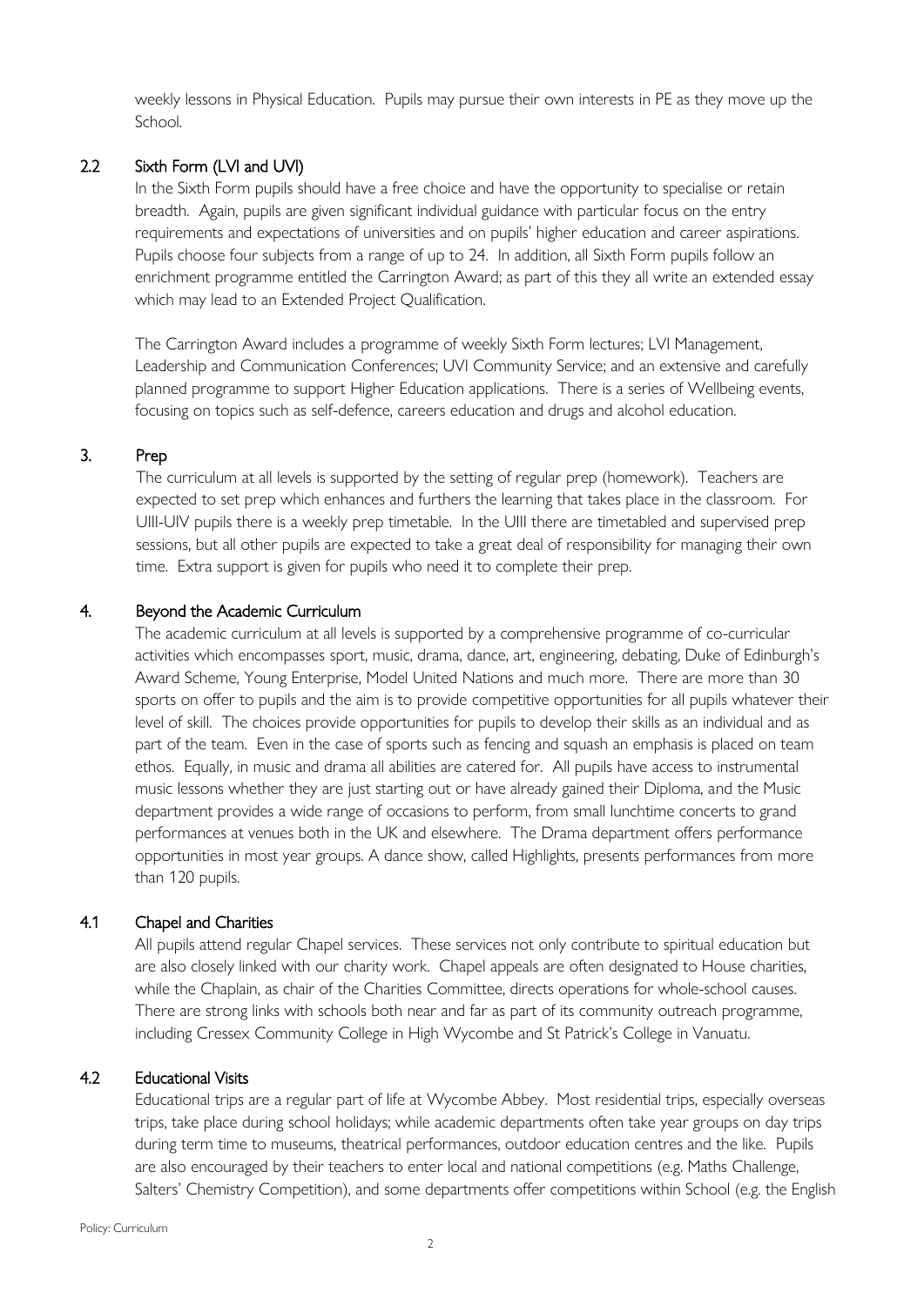weekly lessons in Physical Education. Pupils may pursue their own interests in PE as they move up the School.

### 2.2 Sixth Form (LVI and UVI)

In the Sixth Form pupils should have a free choice and have the opportunity to specialise or retain breadth. Again, pupils are given significant individual guidance with particular focus on the entry requirements and expectations of universities and on pupils' higher education and career aspirations. Pupils choose four subjects from a range of up to 24. In addition, all Sixth Form pupils follow an enrichment programme entitled the Carrington Award; as part of this they all write an extended essay which may lead to an Extended Project Qualification.

The Carrington Award includes a programme of weekly Sixth Form lectures; LVI Management, Leadership and Communication Conferences; UVI Community Service; and an extensive and carefully planned programme to support Higher Education applications. There is a series of Wellbeing events, focusing on topics such as self-defence, careers education and drugs and alcohol education.

## 3. Prep

The curriculum at all levels is supported by the setting of regular prep (homework). Teachers are expected to set prep which enhances and furthers the learning that takes place in the classroom. For UIII-UIV pupils there is a weekly prep timetable. In the UIII there are timetabled and supervised prep sessions, but all other pupils are expected to take a great deal of responsibility for managing their own time. Extra support is given for pupils who need it to complete their prep.

## 4. Beyond the Academic Curriculum

The academic curriculum at all levels is supported by a comprehensive programme of co-curricular activities which encompasses sport, music, drama, dance, art, engineering, debating, Duke of Edinburgh's Award Scheme, Young Enterprise, Model United Nations and much more. There are more than 30 sports on offer to pupils and the aim is to provide competitive opportunities for all pupils whatever their level of skill. The choices provide opportunities for pupils to develop their skills as an individual and as part of the team. Even in the case of sports such as fencing and squash an emphasis is placed on team ethos. Equally, in music and drama all abilities are catered for. All pupils have access to instrumental music lessons whether they are just starting out or have already gained their Diploma, and the Music department provides a wide range of occasions to perform, from small lunchtime concerts to grand performances at venues both in the UK and elsewhere. The Drama department offers performance opportunities in most year groups. A dance show, called Highlights, presents performances from more than 120 pupils.

### 4.1 Chapel and Charities

All pupils attend regular Chapel services. These services not only contribute to spiritual education but are also closely linked with our charity work. Chapel appeals are often designated to House charities, while the Chaplain, as chair of the Charities Committee, directs operations for whole-school causes. There are strong links with schools both near and far as part of its community outreach programme, including Cressex Community College in High Wycombe and St Patrick's College in Vanuatu.

### 4.2 Educational Visits

Educational trips are a regular part of life at Wycombe Abbey. Most residential trips, especially overseas trips, take place during school holidays; while academic departments often take year groups on day trips during term time to museums, theatrical performances, outdoor education centres and the like. Pupils are also encouraged by their teachers to enter local and national competitions (e.g. Maths Challenge, Salters' Chemistry Competition), and some departments offer competitions within School (e.g. the English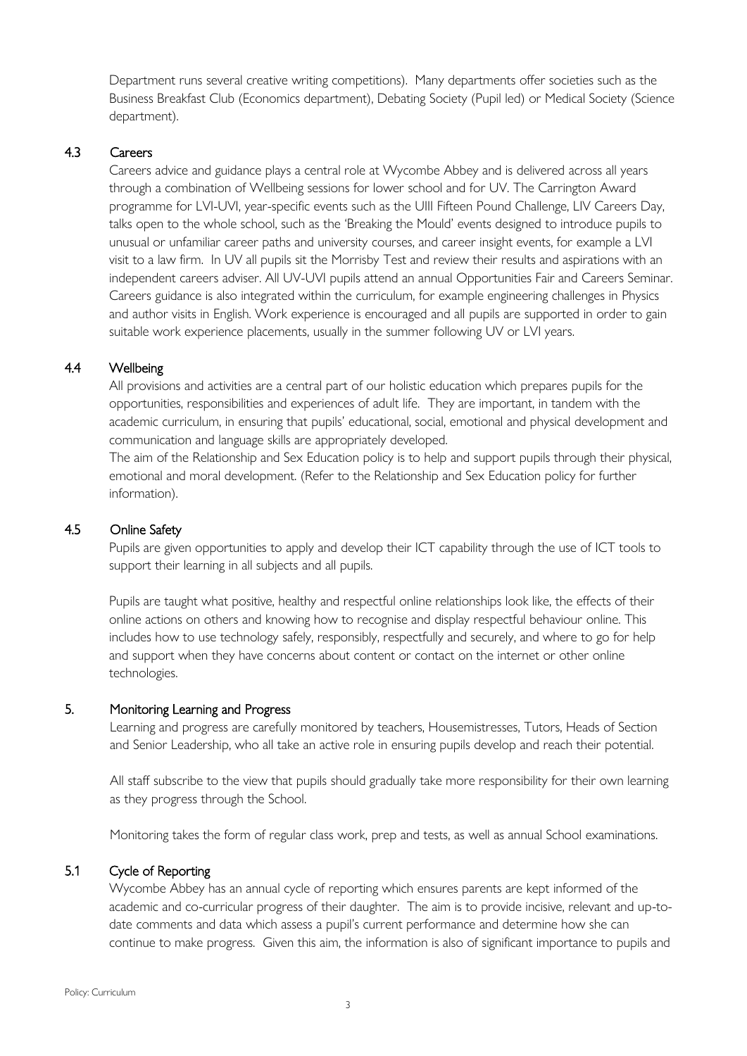Department runs several creative writing competitions). Many departments offer societies such as the Business Breakfast Club (Economics department), Debating Society (Pupil led) or Medical Society (Science department).

### 4.3 Careers

Careers advice and guidance plays a central role at Wycombe Abbey and is delivered across all years through a combination of Wellbeing sessions for lower school and for UV. The Carrington Award programme for LVI-UVI, year-specific events such as the UIII Fifteen Pound Challenge, LIV Careers Day, talks open to the whole school, such as the 'Breaking the Mould' events designed to introduce pupils to unusual or unfamiliar career paths and university courses, and career insight events, for example a LVI visit to a law firm. In UV all pupils sit the Morrisby Test and review their results and aspirations with an independent careers adviser. All UV-UVI pupils attend an annual Opportunities Fair and Careers Seminar. Careers guidance is also integrated within the curriculum, for example engineering challenges in Physics and author visits in English. Work experience is encouraged and all pupils are supported in order to gain suitable work experience placements, usually in the summer following UV or LVI years.

### 4.4 Wellbeing

All provisions and activities are a central part of our holistic education which prepares pupils for the opportunities, responsibilities and experiences of adult life. They are important, in tandem with the academic curriculum, in ensuring that pupils' educational, social, emotional and physical development and communication and language skills are appropriately developed.

The aim of the Relationship and Sex Education policy is to help and support pupils through their physical, emotional and moral development. (Refer to the Relationship and Sex Education policy for further information).

### 4.5 Online Safety

Pupils are given opportunities to apply and develop their ICT capability through the use of ICT tools to support their learning in all subjects and all pupils.

Pupils are taught what positive, healthy and respectful online relationships look like, the effects of their online actions on others and knowing how to recognise and display respectful behaviour online. This includes how to use technology safely, responsibly, respectfully and securely, and where to go for help and support when they have concerns about content or contact on the internet or other online technologies.

## 5. Monitoring Learning and Progress

Learning and progress are carefully monitored by teachers, Housemistresses, Tutors, Heads of Section and Senior Leadership, who all take an active role in ensuring pupils develop and reach their potential.

All staff subscribe to the view that pupils should gradually take more responsibility for their own learning as they progress through the School.

Monitoring takes the form of regular class work, prep and tests, as well as annual School examinations.

### 5.1 Cycle of Reporting

Wycombe Abbey has an annual cycle of reporting which ensures parents are kept informed of the academic and co-curricular progress of their daughter. The aim is to provide incisive, relevant and up-to-date comments and data which assess a pupil's current performance and determine how she can continue to make progress. Given this aim, the information is also of significant importance to pupils and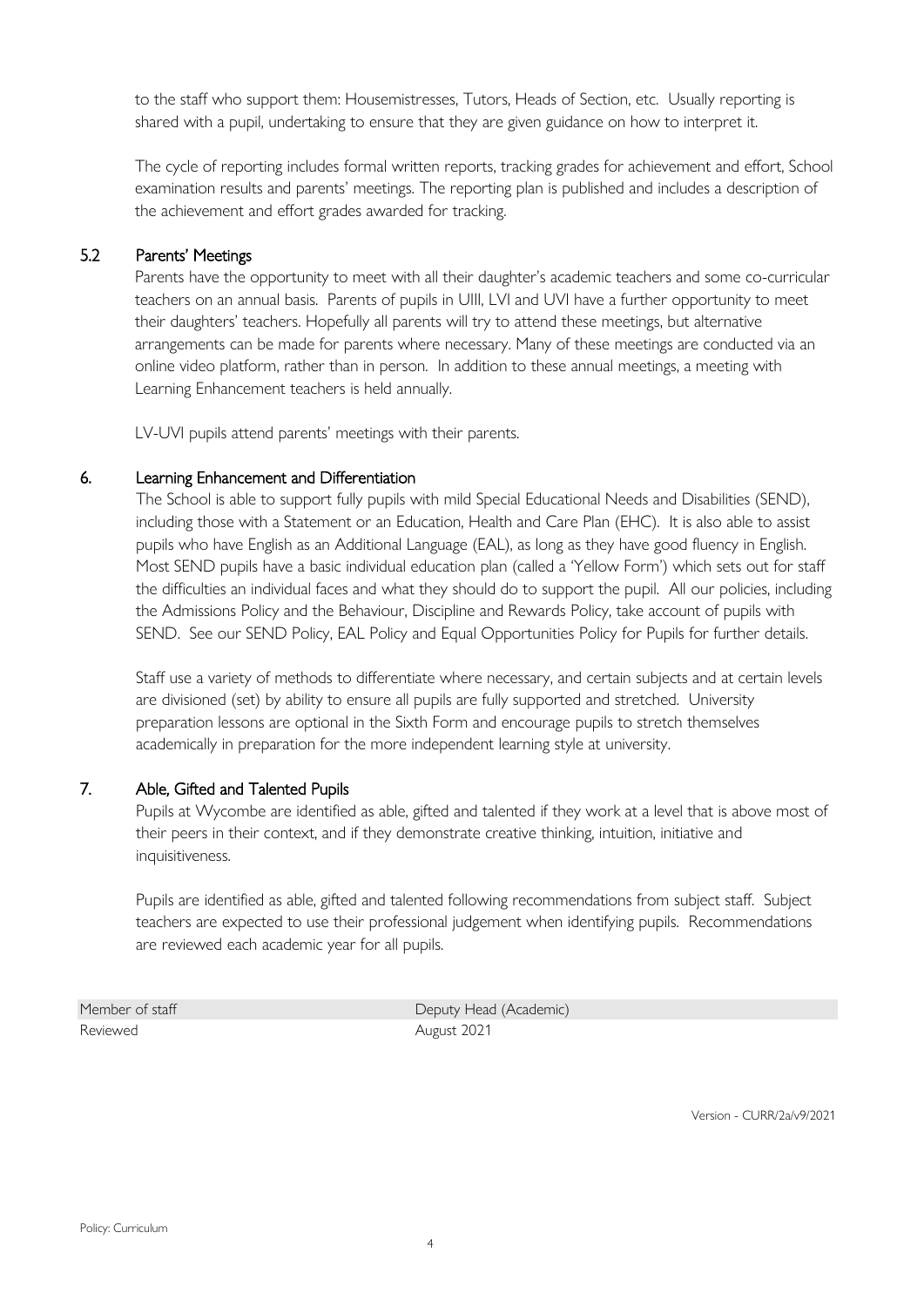to the staff who support them: Housemistresses, Tutors, Heads of Section, etc. Usually reporting is shared with a pupil, undertaking to ensure that they are given guidance on how to interpret it.

The cycle of reporting includes formal written reports, tracking grades for achievement and effort, School examination results and parents' meetings. The reporting plan is published and includes a description of the achievement and effort grades awarded for tracking.

### 5.2 Parents' Meetings

Parents have the opportunity to meet with all their daughter's academic teachers and some co-curricular teachers on an annual basis. Parents of pupils in UIII, LVI and UVI have a further opportunity to meet their daughters' teachers. Hopefully all parents will try to attend these meetings, but alternative arrangements can be made for parents where necessary. Many of these meetings are conducted via an online video platform, rather than in person. In addition to these annual meetings, a meeting with Learning Enhancement teachers is held annually.

LV-UVI pupils attend parents' meetings with their parents.

## 6. Learning Enhancement and Differentiation

The School is able to support fully pupils with mild Special Educational Needs and Disabilities (SEND), including those with a Statement or an Education, Health and Care Plan (EHC). It is also able to assist pupils who have English as an Additional Language (EAL), as long as they have good fluency in English. Most SEND pupils have a basic individual education plan (called a 'Yellow Form') which sets out for staff the difficulties an individual faces and what they should do to support the pupil. All our policies, including the Admissions Policy and the Behaviour, Discipline and Rewards Policy, take account of pupils with SEND. See our SEND Policy, EAL Policy and Equal Opportunities Policy for Pupils for further details.

Staff use a variety of methods to differentiate where necessary, and certain subjects and at certain levels are divisioned (set) by ability to ensure all pupils are fully supported and stretched. University preparation lessons are optional in the Sixth Form and encourage pupils to stretch themselves academically in preparation for the more independent learning style at university.

## 7. Able, Gifted and Talented Pupils

Pupils at Wycombe are identified as able, gifted and talented if they work at a level that is above most of their peers in their context, and if they demonstrate creative thinking, intuition, initiative and inquisitiveness.

Pupils are identified as able, gifted and talented following recommendations from subject staff. Subject teachers are expected to use their professional judgement when identifying pupils. Recommendations are reviewed each academic year for all pupils.

| | |
|---|---|
| Member of staff | Deputy Head (Academic) |
| Reviewed | August 2021 |

Version - CURR/2a/v9/2021